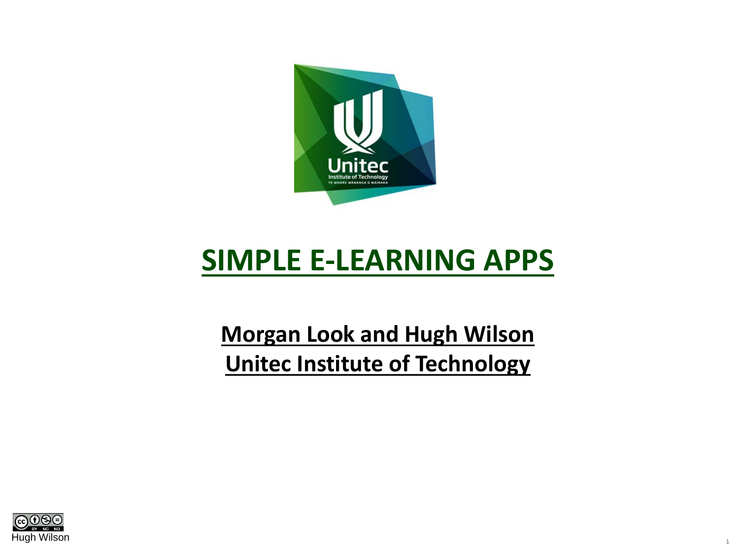# SIMPLE E-LEARNING APPS

**Morgan Look and Hugh Wilson**
**Unitec Institute of Technology**

Hugh Wilson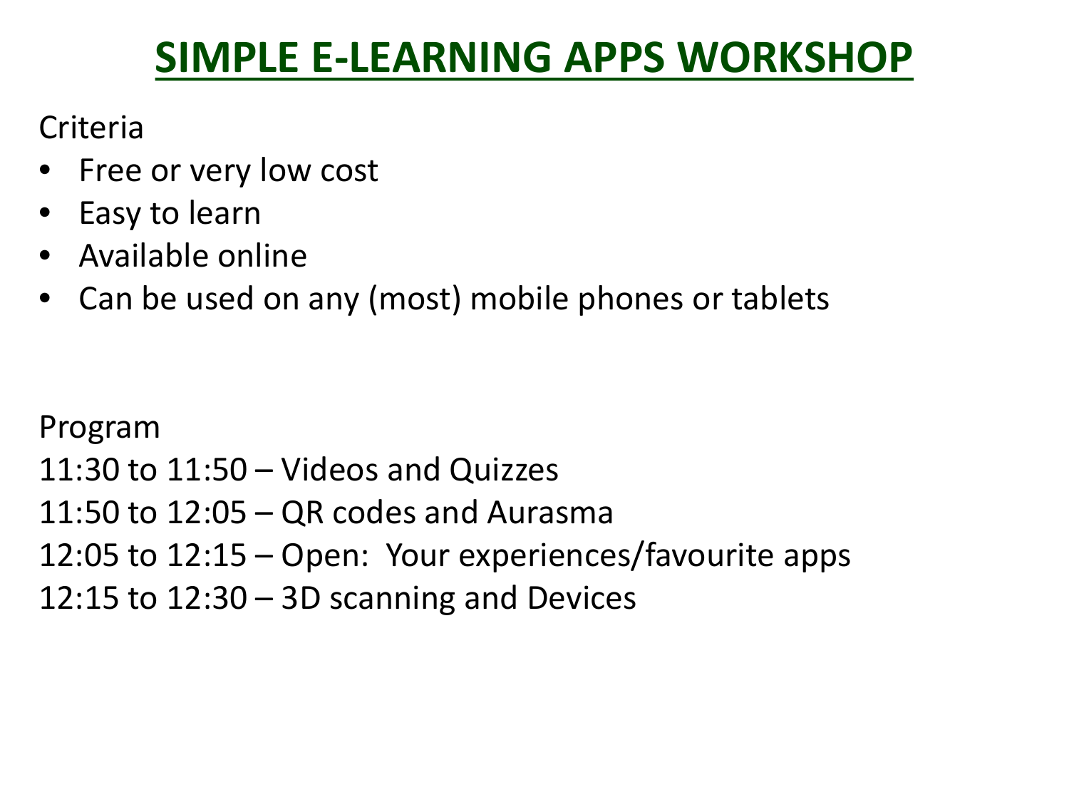# SIMPLE E-LEARNING APPS WORKSHOP

Criteria

- Free or very low cost
- Easy to learn
- Available online
- Can be used on any (most) mobile phones or tablets

Program

11:30 to 11:50 – Videos and Quizzes

11:50 to 12:05 – QR codes and Aurasma

12:05 to 12:15 – Open: Your experiences/favourite apps

12:15 to 12:30 – 3D scanning and Devices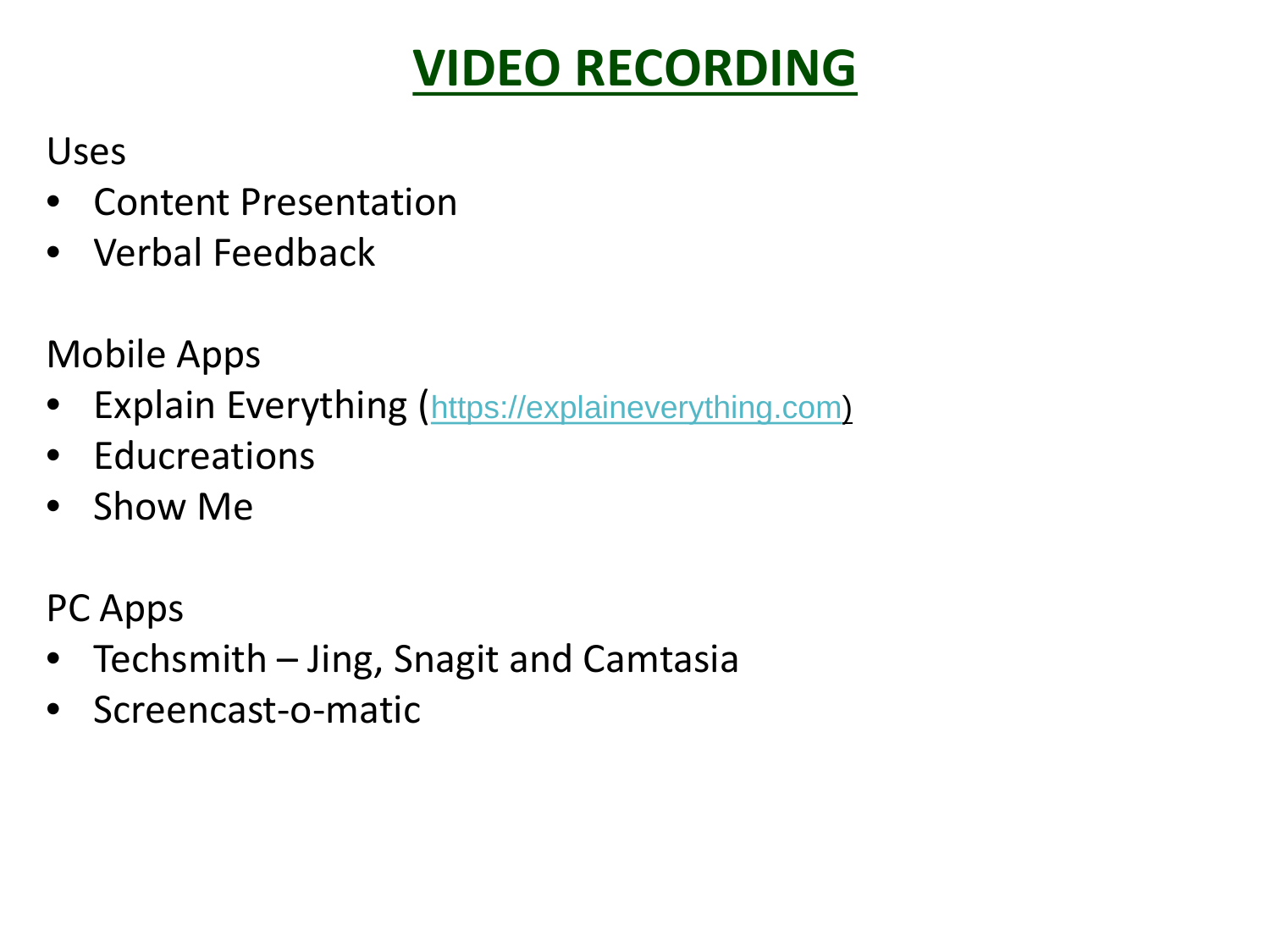# VIDEO RECORDING

Uses

- Content Presentation
- Verbal Feedback

Mobile Apps

- Explain Everything (https://explaineverything.com)
- Educreations
- Show Me

PC Apps

- Techsmith – Jing, Snagit and Camtasia
- Screencast-o-matic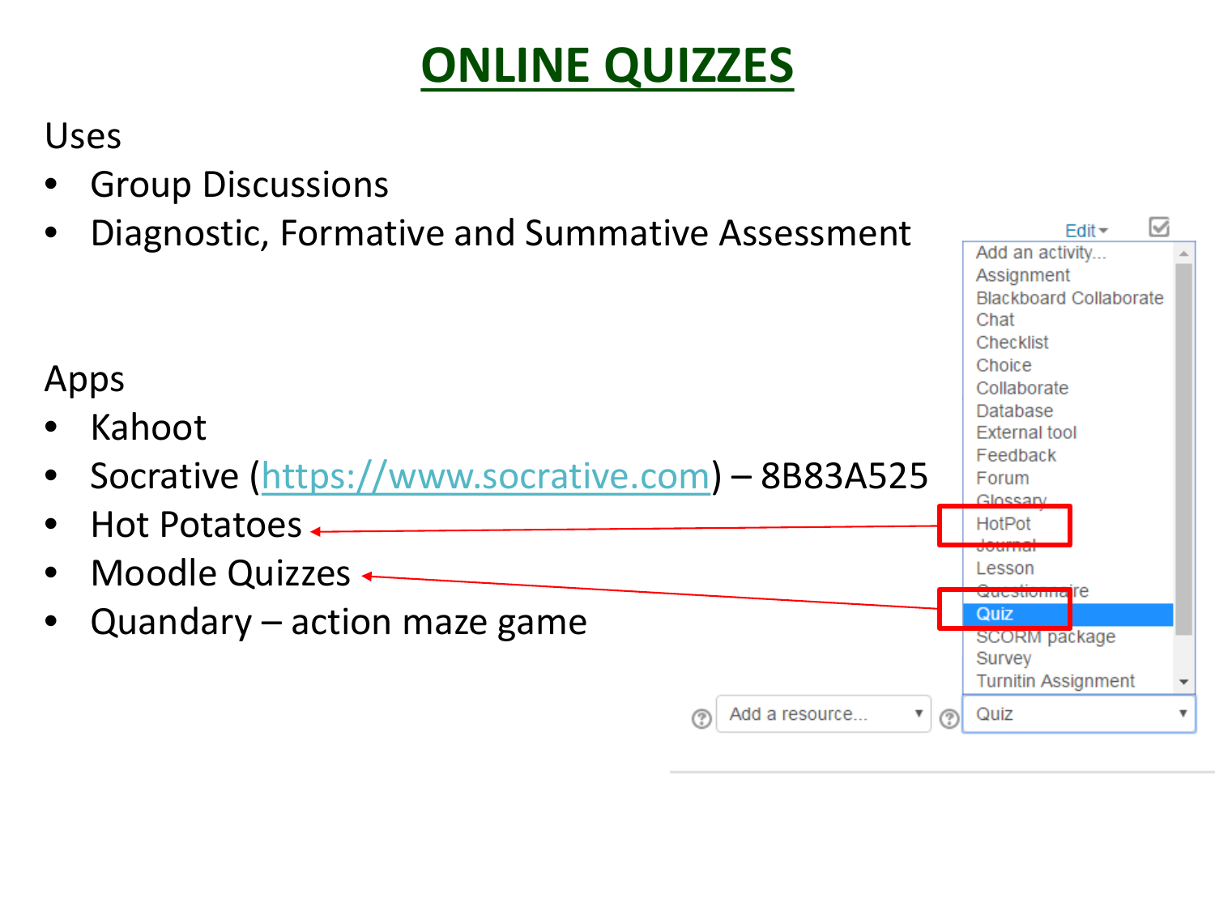# ONLINE QUIZZES

Uses

- Group Discussions
- Diagnostic, Formative and Summative Assessment

Apps

- Kahoot
- Socrative (https://www.socrative.com) – 8B83A525
- Hot Potatoes
- Moodle Quizzes
- Quandary – action maze game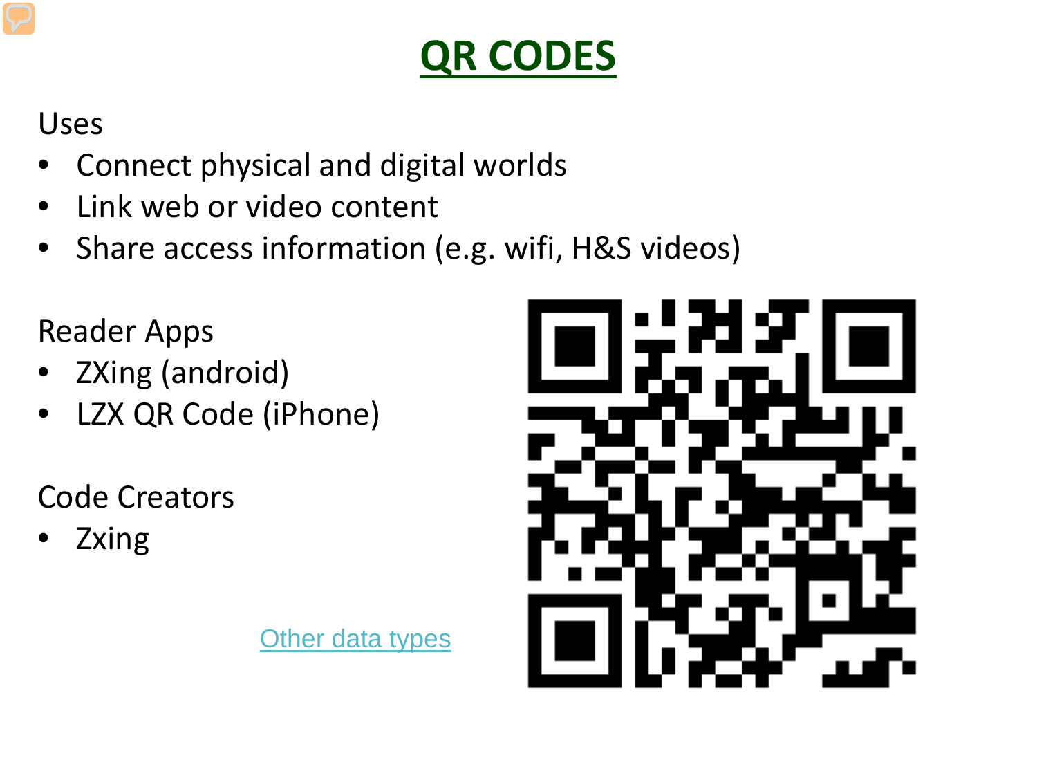# QR CODES

Uses

- Connect physical and digital worlds
- Link web or video content
- Share access information (e.g. wifi, H&S videos)

Reader Apps

- ZXing (android)
- LZX QR Code (iPhone)

Code Creators

- Zxing

Other data types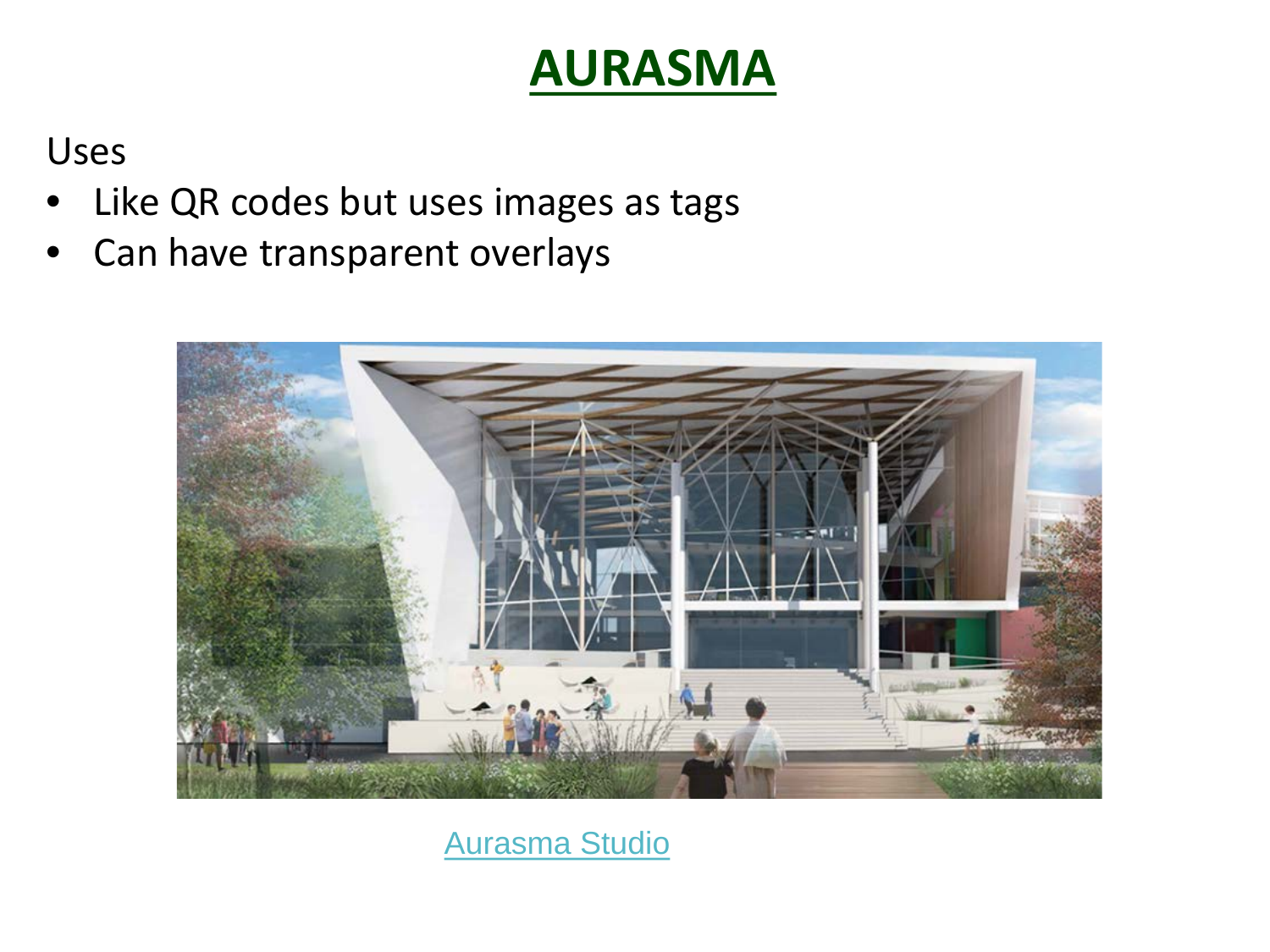# AURASMA

Uses

- Like QR codes but uses images as tags
- Can have transparent overlays

Aurasma Studio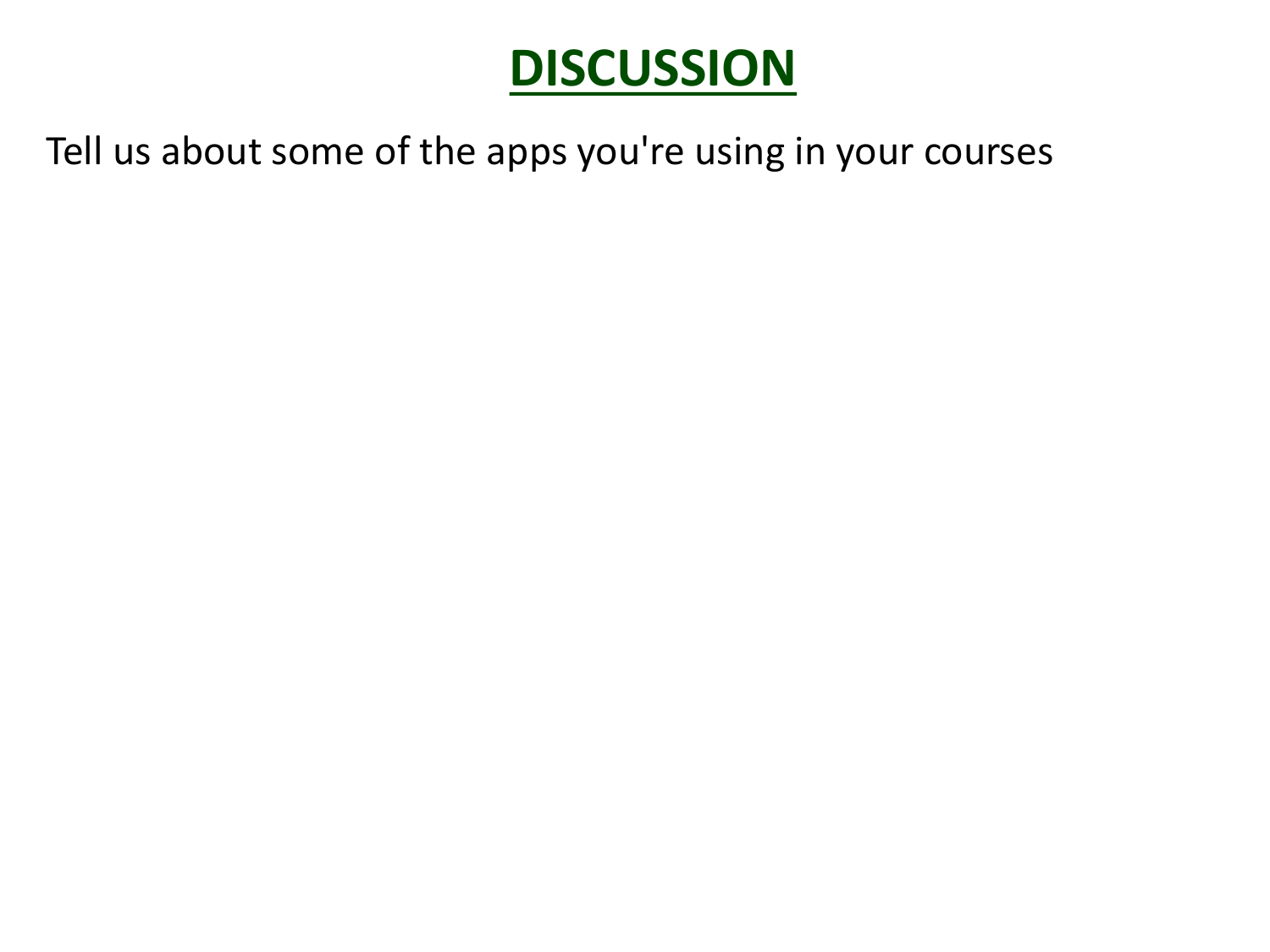# DISCUSSION

Tell us about some of the apps you're using in your courses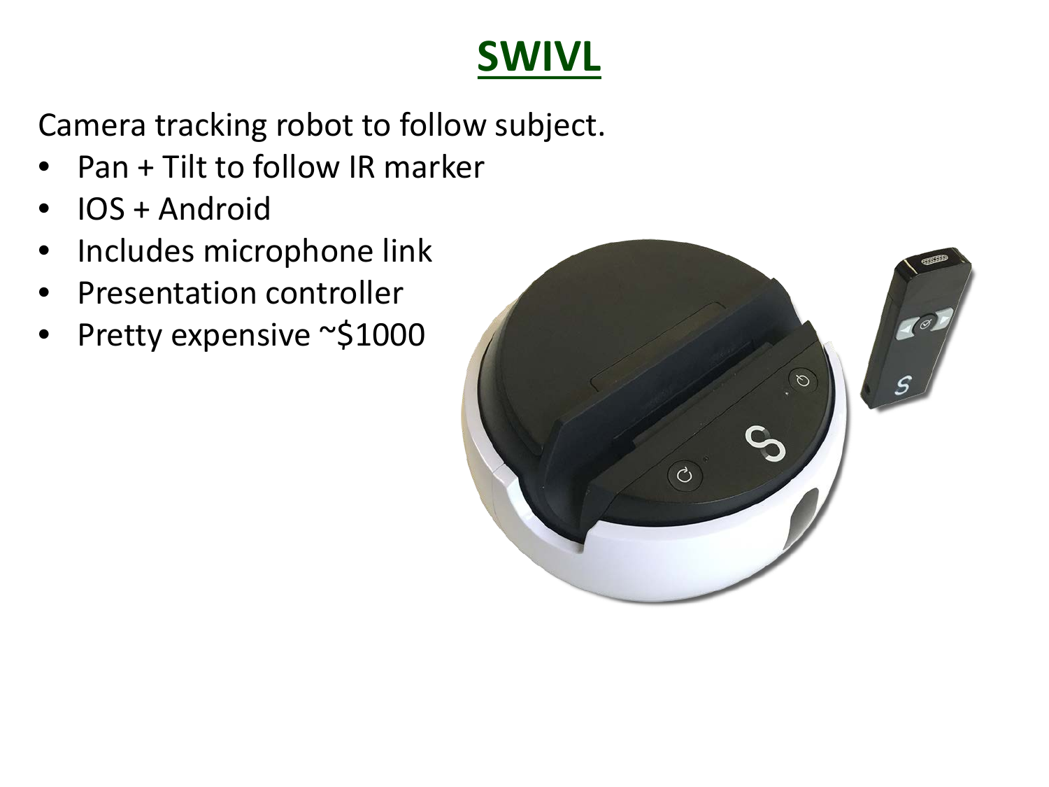# SWIVL

Camera tracking robot to follow subject.

- Pan + Tilt to follow IR marker
- IOS + Android
- Includes microphone link
- Presentation controller
- Pretty expensive ~$1000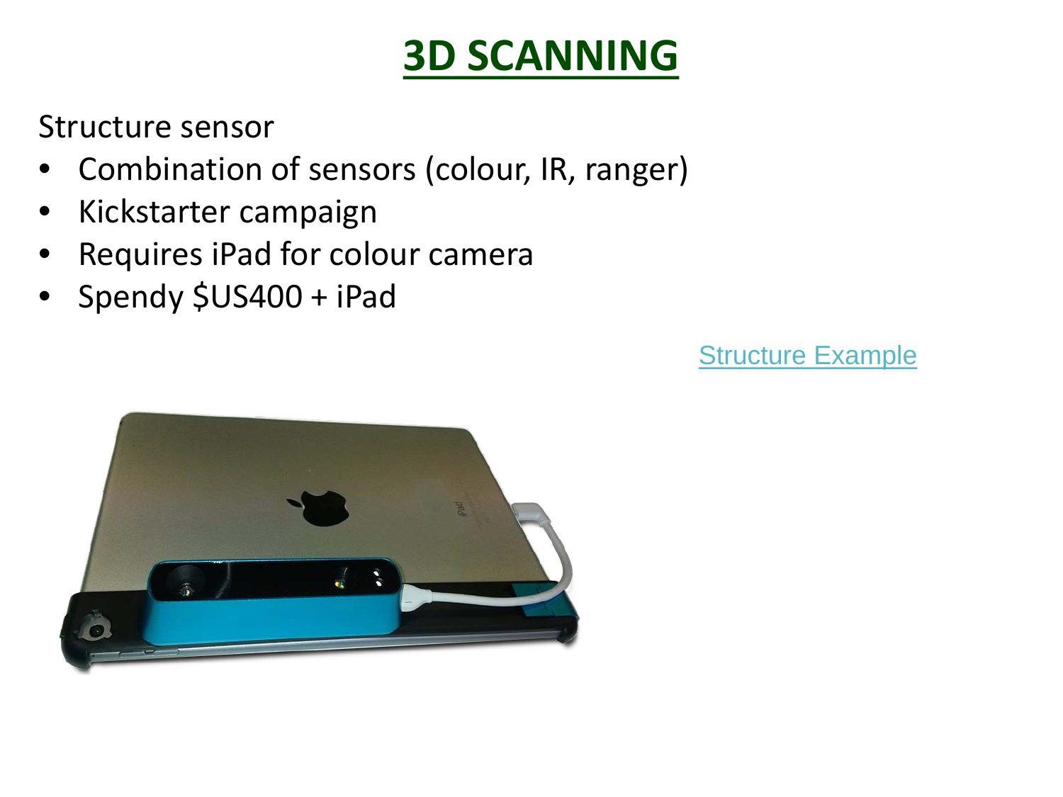# 3D SCANNING

Structure sensor

- Combination of sensors (colour, IR, ranger)
- Kickstarter campaign
- Requires iPad for colour camera
- Spendy $US400 + iPad

Structure Example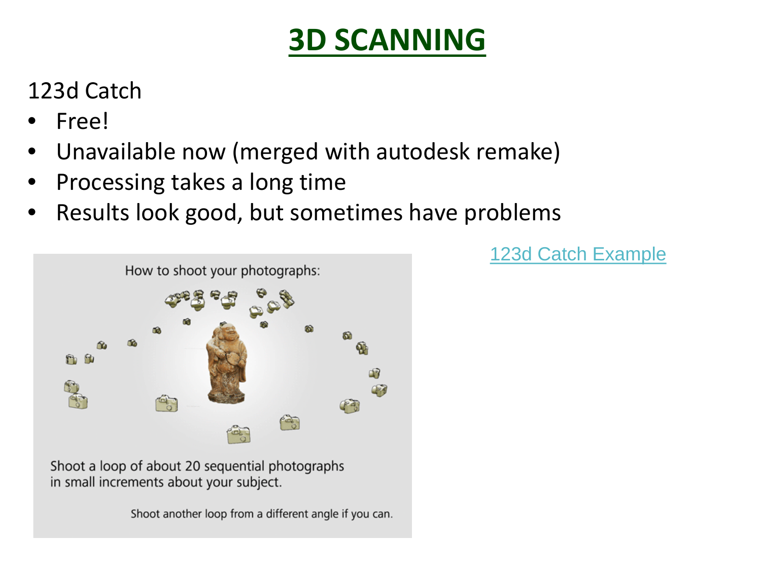# 3D SCANNING

123d Catch

- Free!
- Unavailable now (merged with autodesk remake)
- Processing takes a long time
- Results look good, but sometimes have problems

How to shoot your photographs:

Shoot a loop of about 20 sequential photographs in small increments about your subject.

Shoot another loop from a different angle if you can.

123d Catch Example